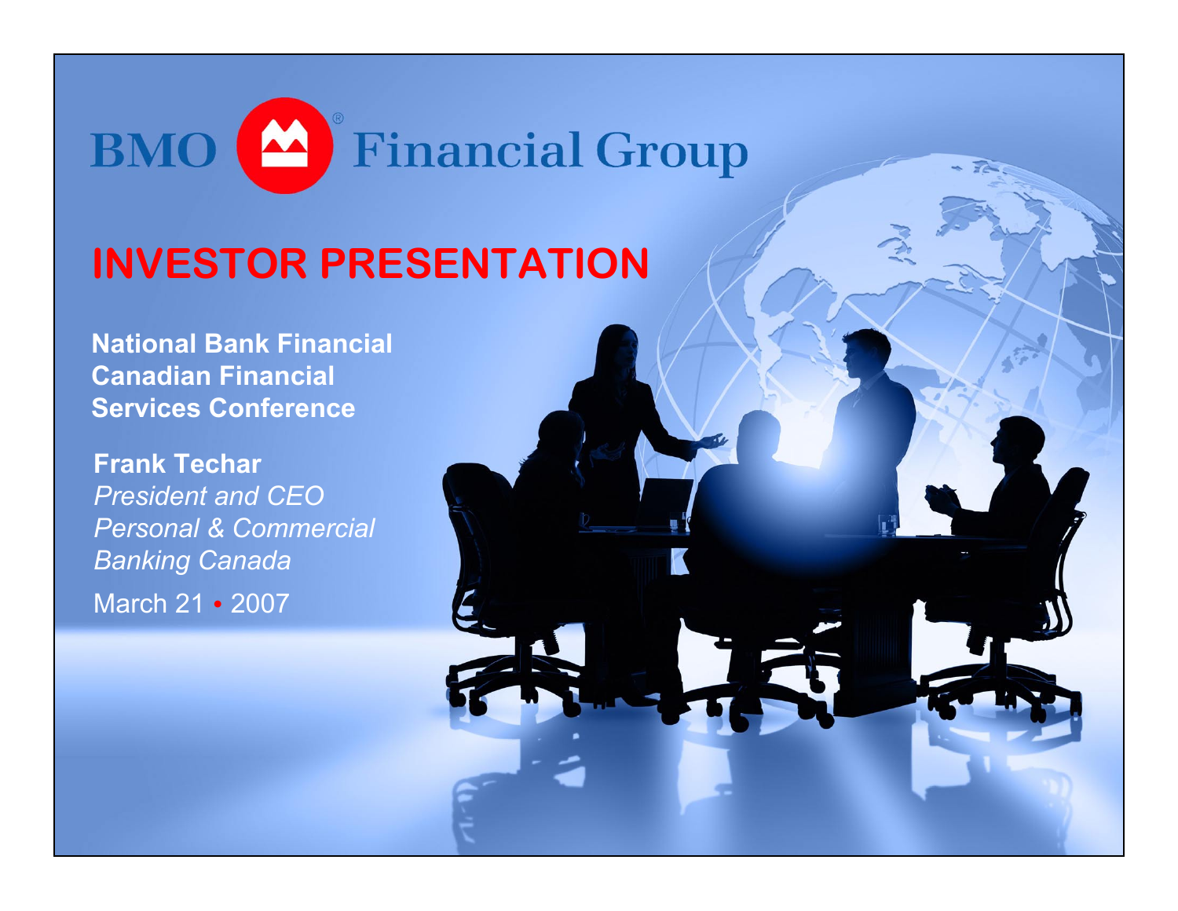BMO Financial Group

# INVESTOR PRESENTATION

**National Bank Financial Canadian Financial Services Conference**

**Frank Techar**
*President and CEO*
*Personal & Commercial Banking Canada*

March 21 • 2007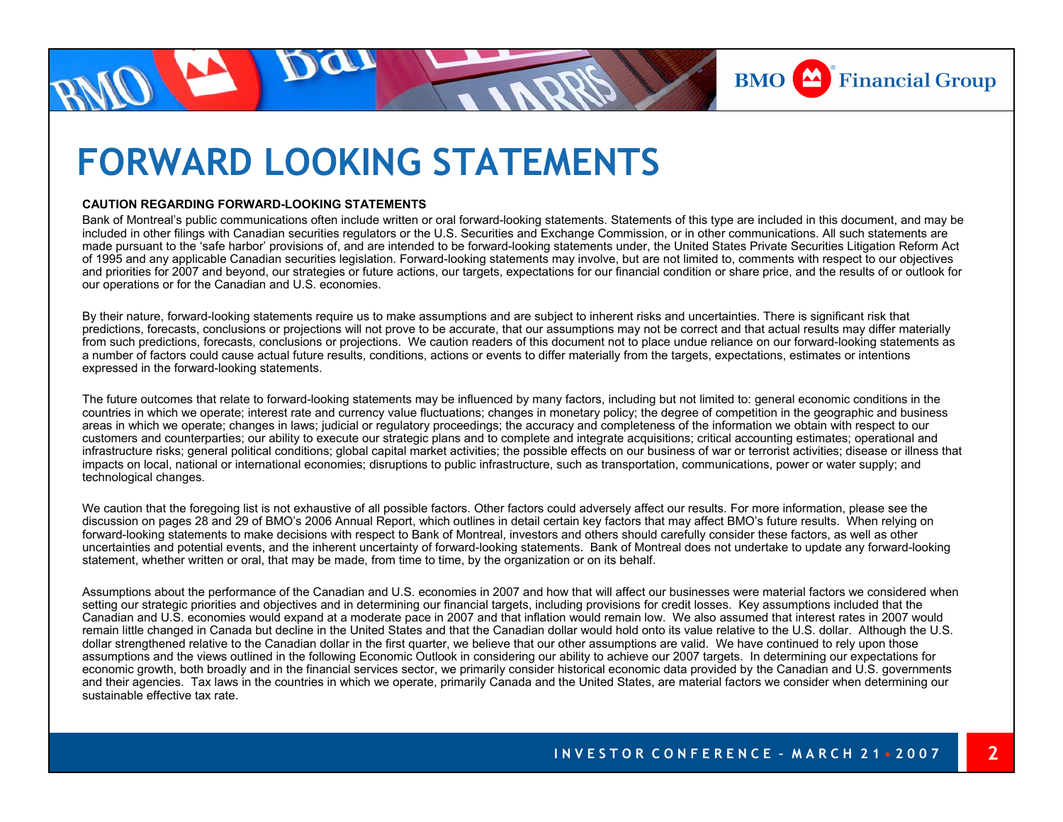# FORWARD LOOKING STATEMENTS

**CAUTION REGARDING FORWARD-LOOKING STATEMENTS**

Bank of Montreal's public communications often include written or oral forward-looking statements. Statements of this type are included in this document, and may be included in other filings with Canadian securities regulators or the U.S. Securities and Exchange Commission, or in other communications. All such statements are made pursuant to the 'safe harbor' provisions of, and are intended to be forward-looking statements under, the United States Private Securities Litigation Reform Act of 1995 and any applicable Canadian securities legislation. Forward-looking statements may involve, but are not limited to, comments with respect to our objectives and priorities for 2007 and beyond, our strategies or future actions, our targets, expectations for our financial condition or share price, and the results of or outlook for our operations or for the Canadian and U.S. economies.

By their nature, forward-looking statements require us to make assumptions and are subject to inherent risks and uncertainties. There is significant risk that predictions, forecasts, conclusions or projections will not prove to be accurate, that our assumptions may not be correct and that actual results may differ materially from such predictions, forecasts, conclusions or projections. We caution readers of this document not to place undue reliance on our forward-looking statements as a number of factors could cause actual future results, conditions, actions or events to differ materially from the targets, expectations, estimates or intentions expressed in the forward-looking statements.

The future outcomes that relate to forward-looking statements may be influenced by many factors, including but not limited to: general economic conditions in the countries in which we operate; interest rate and currency value fluctuations; changes in monetary policy; the degree of competition in the geographic and business areas in which we operate; changes in laws; judicial or regulatory proceedings; the accuracy and completeness of the information we obtain with respect to our customers and counterparties; our ability to execute our strategic plans and to complete and integrate acquisitions; critical accounting estimates; operational and infrastructure risks; general political conditions; global capital market activities; the possible effects on our business of war or terrorist activities; disease or illness that impacts on local, national or international economies; disruptions to public infrastructure, such as transportation, communications, power or water supply; and technological changes.

We caution that the foregoing list is not exhaustive of all possible factors. Other factors could adversely affect our results. For more information, please see the discussion on pages 28 and 29 of BMO's 2006 Annual Report, which outlines in detail certain key factors that may affect BMO's future results. When relying on forward-looking statements to make decisions with respect to Bank of Montreal, investors and others should carefully consider these factors, as well as other uncertainties and potential events, and the inherent uncertainty of forward-looking statements. Bank of Montreal does not undertake to update any forward-looking statement, whether written or oral, that may be made, from time to time, by the organization or on its behalf.

Assumptions about the performance of the Canadian and U.S. economies in 2007 and how that will affect our businesses were material factors we considered when setting our strategic priorities and objectives and in determining our financial targets, including provisions for credit losses. Key assumptions included that the Canadian and U.S. economies would expand at a moderate pace in 2007 and that inflation would remain low. We also assumed that interest rates in 2007 would remain little changed in Canada but decline in the United States and that the Canadian dollar would hold onto its value relative to the U.S. dollar. Although the U.S. dollar strengthened relative to the Canadian dollar in the first quarter, we believe that our other assumptions are valid. We have continued to rely upon those assumptions and the views outlined in the following Economic Outlook in considering our ability to achieve our 2007 targets. In determining our expectations for economic growth, both broadly and in the financial services sector, we primarily consider historical economic data provided by the Canadian and U.S. governments and their agencies. Tax laws in the countries in which we operate, primarily Canada and the United States, are material factors we consider when determining our sustainable effective tax rate.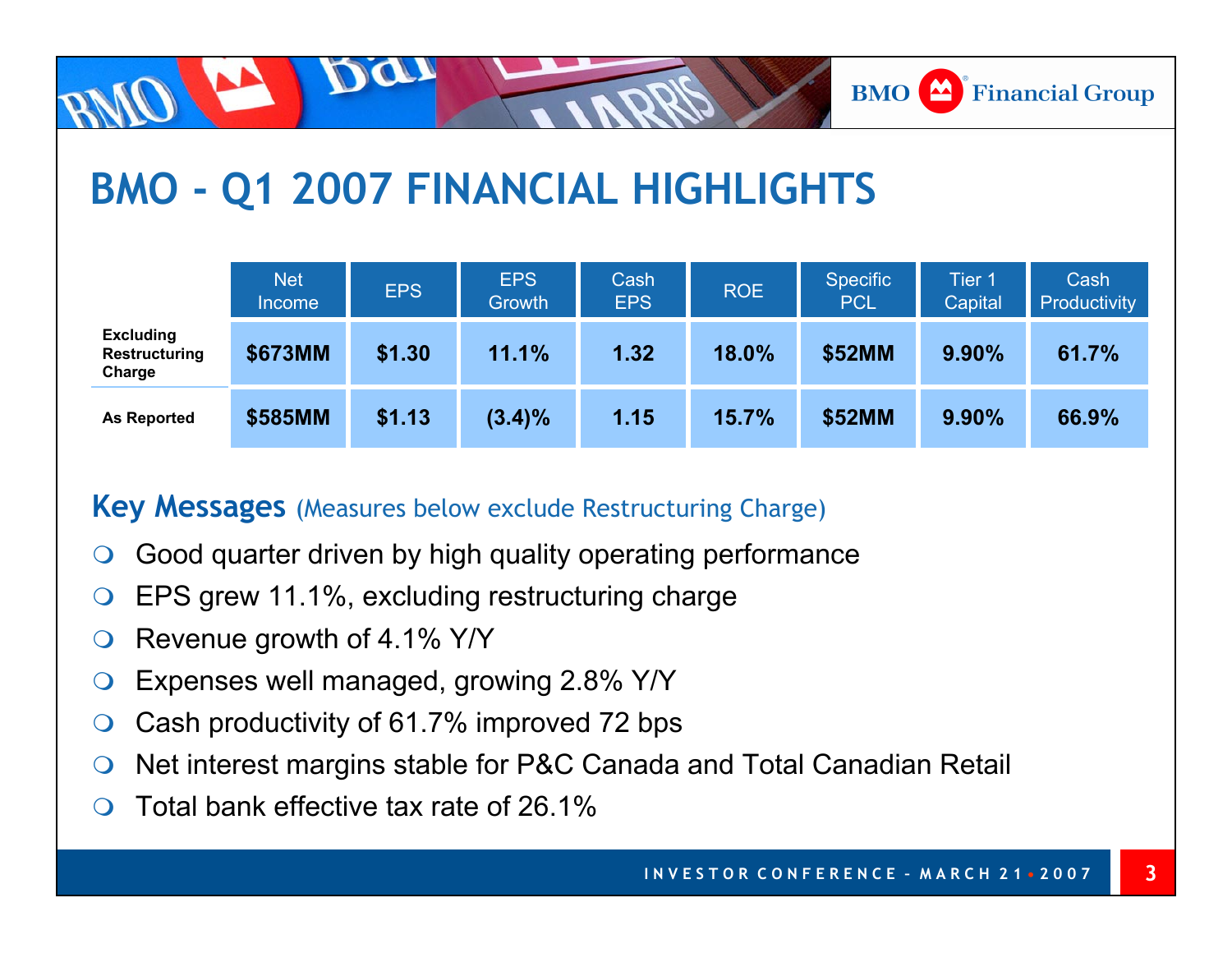# BMO – Q1 2007 FINANCIAL HIGHLIGHTS

| | Net Income | EPS | EPS Growth | Cash EPS | ROE | Specific PCL | Tier 1 Capital | Cash Productivity |
|---|---|---|---|---|---|---|---|---|
| **Excluding Restructuring Charge** | **$673MM** | **$1.30** | **11.1%** | **1.32** | **18.0%** | **$52MM** | **9.90%** | **61.7%** |
| **As Reported** | **$585MM** | **$1.13** | **(3.4)%** | **1.15** | **15.7%** | **$52MM** | **9.90%** | **66.9%** |

## Key Messages (Measures below exclude Restructuring Charge)

- Good quarter driven by high quality operating performance
- EPS grew 11.1%, excluding restructuring charge
- Revenue growth of 4.1% Y/Y
- Expenses well managed, growing 2.8% Y/Y
- Cash productivity of 61.7% improved 72 bps
- Net interest margins stable for P&C Canada and Total Canadian Retail
- Total bank effective tax rate of 26.1%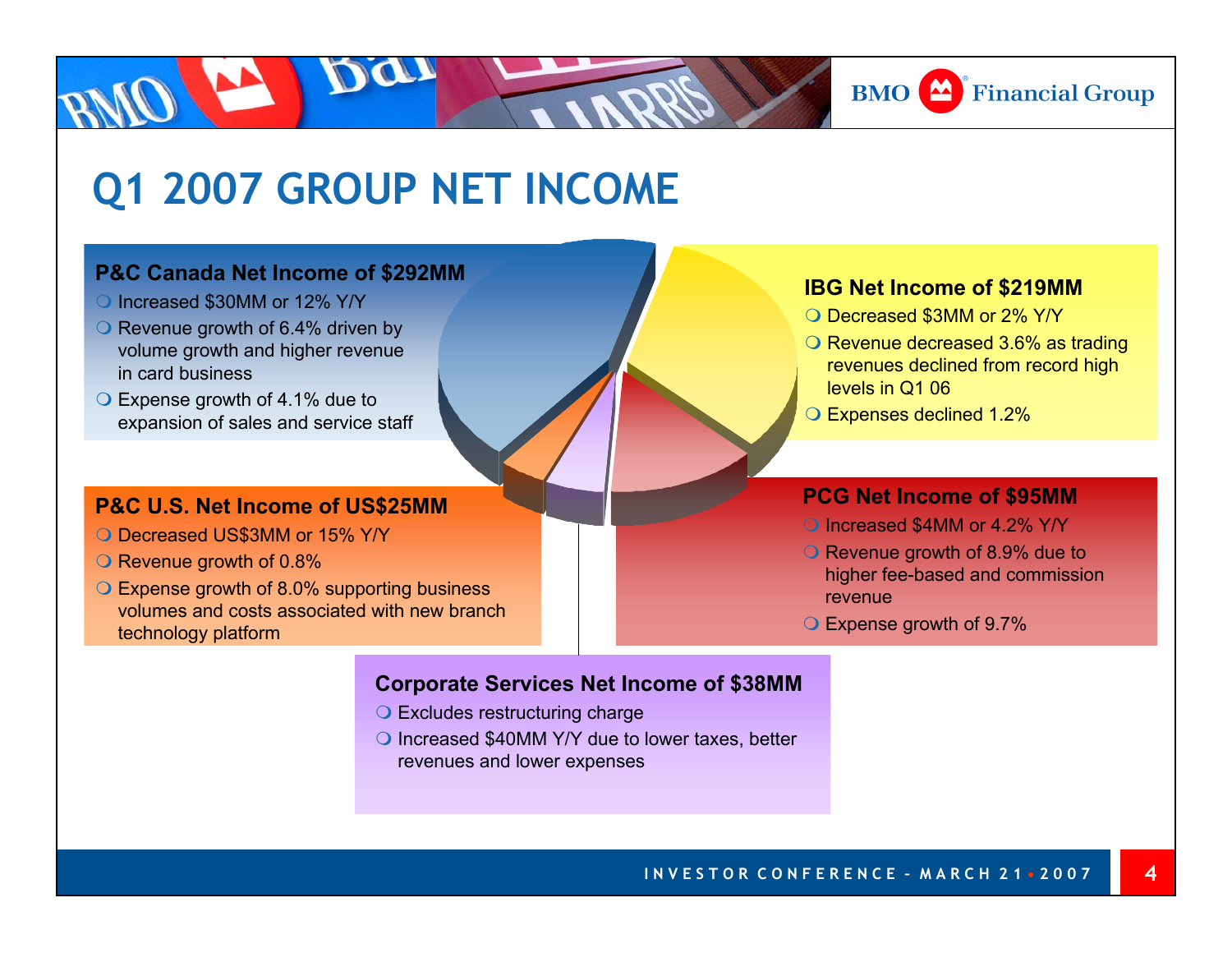# Q1 2007 GROUP NET INCOME

### P&C Canada Net Income of $292MM

- Increased $30MM or 12% Y/Y
- Revenue growth of 6.4% driven by volume growth and higher revenue in card business
- Expense growth of 4.1% due to expansion of sales and service staff

### IBG Net Income of $219MM

- Decreased $3MM or 2% Y/Y
- Revenue decreased 3.6% as trading revenues declined from record high levels in Q1 06
- Expenses declined 1.2%

### P&C U.S. Net Income of US$25MM

- Decreased US$3MM or 15% Y/Y
- Revenue growth of 0.8%
- Expense growth of 8.0% supporting business volumes and costs associated with new branch technology platform

### PCG Net Income of $95MM

- Increased $4MM or 4.2% Y/Y
- Revenue growth of 8.9% due to higher fee-based and commission revenue
- Expense growth of 9.7%

### Corporate Services Net Income of $38MM

- Excludes restructuring charge
- Increased $40MM Y/Y due to lower taxes, better revenues and lower expenses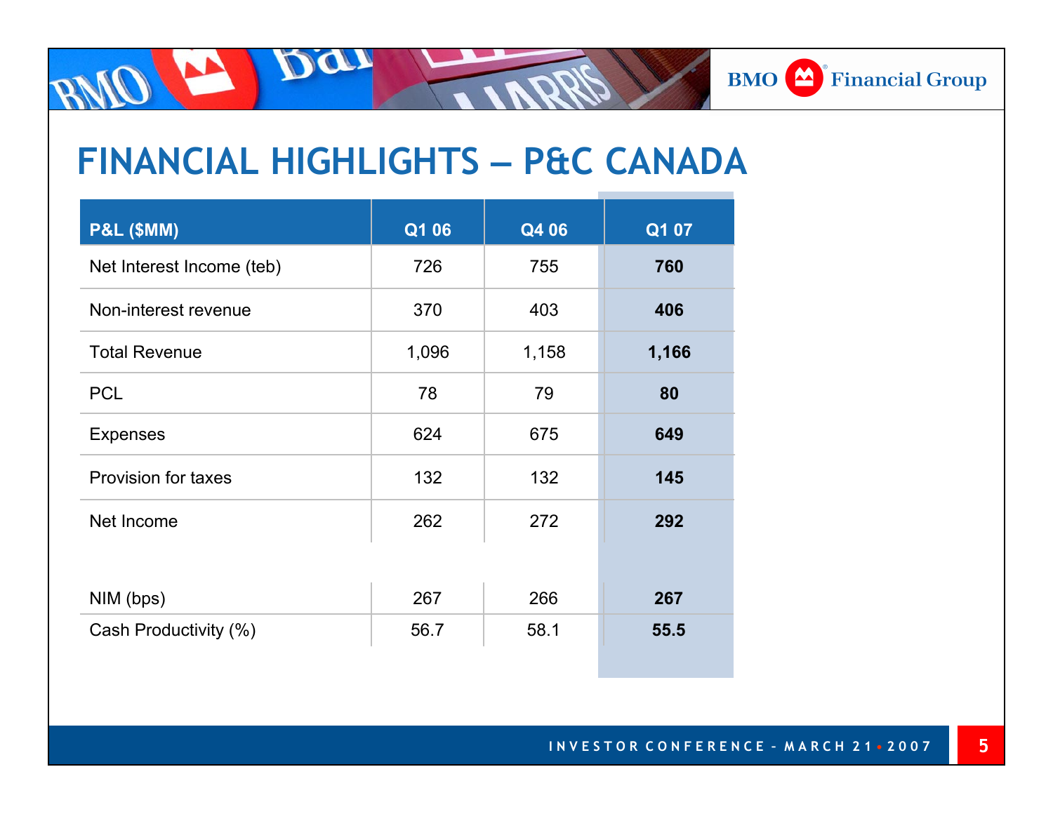# FINANCIAL HIGHLIGHTS – P&C CANADA

| P&L ($MM) | Q1 06 | Q4 06 | Q1 07 |
|---|---|---|---|
| Net Interest Income (teb) | 726 | 755 | **760** |
| Non-interest revenue | 370 | 403 | **406** |
| Total Revenue | 1,096 | 1,158 | **1,166** |
| PCL | 78 | 79 | **80** |
| Expenses | 624 | 675 | **649** |
| Provision for taxes | 132 | 132 | **145** |
| Net Income | 262 | 272 | **292** |
| | | | |
| NIM (bps) | 267 | 266 | **267** |
| Cash Productivity (%) | 56.7 | 58.1 | **55.5** |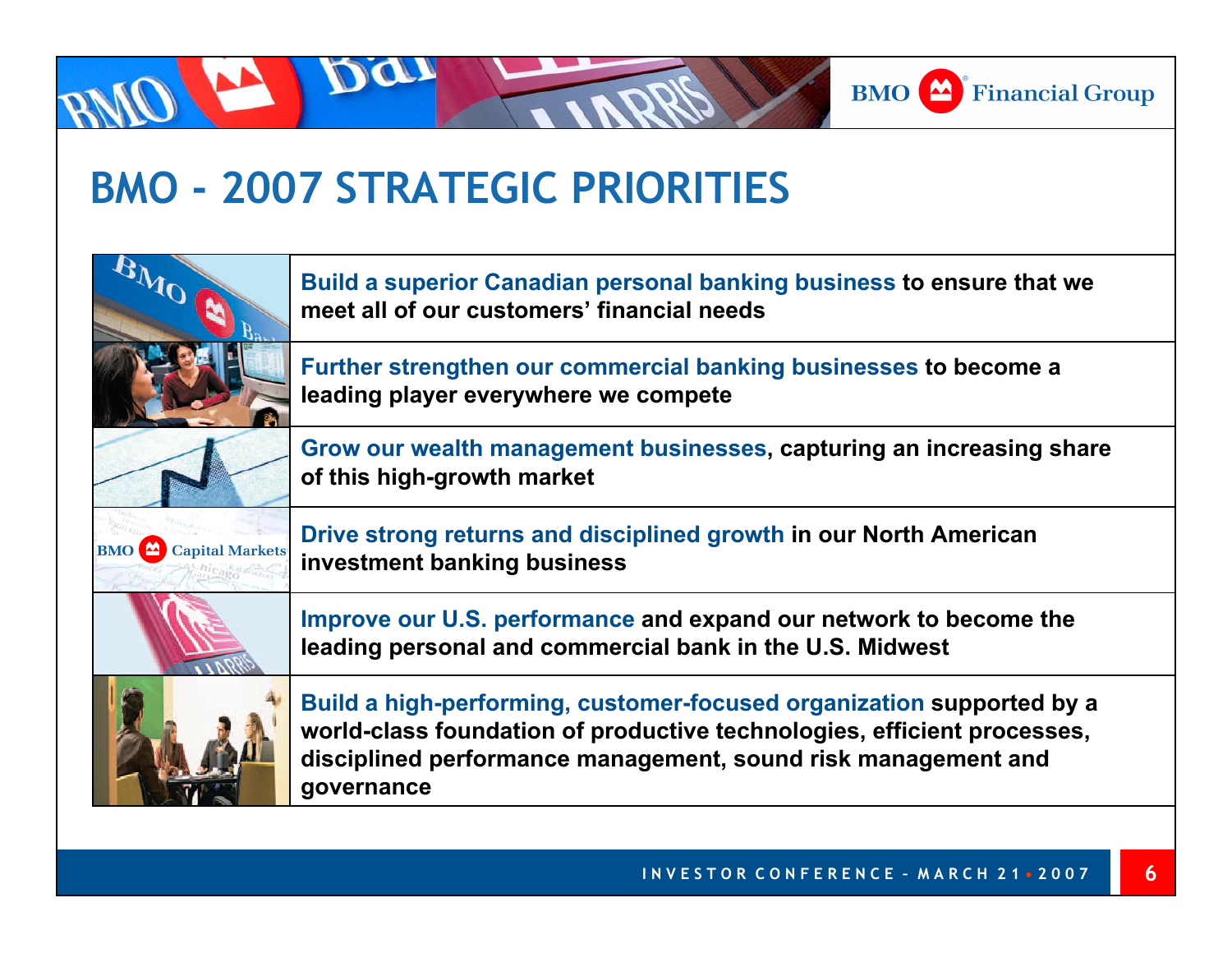# BMO - 2007 STRATEGIC PRIORITIES

- **Build a superior Canadian personal banking business** to ensure that we meet all of our customers' financial needs
- **Further strengthen our commercial banking businesses** to become a leading player everywhere we compete
- **Grow our wealth management businesses**, capturing an increasing share of this high-growth market
- **Drive strong returns and disciplined growth** in our North American investment banking business
- **Improve our U.S. performance** and expand our network to become the leading personal and commercial bank in the U.S. Midwest
- **Build a high-performing, customer-focused organization** supported by a world-class foundation of productive technologies, efficient processes, disciplined performance management, sound risk management and governance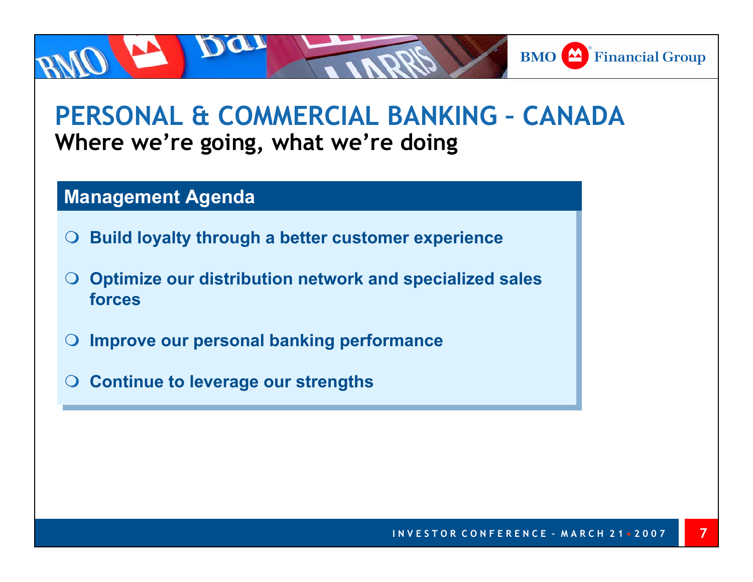# PERSONAL & COMMERCIAL BANKING – CANADA

## Where we're going, what we're doing

### Management Agenda

- Build loyalty through a better customer experience
- Optimize our distribution network and specialized sales forces
- Improve our personal banking performance
- Continue to leverage our strengths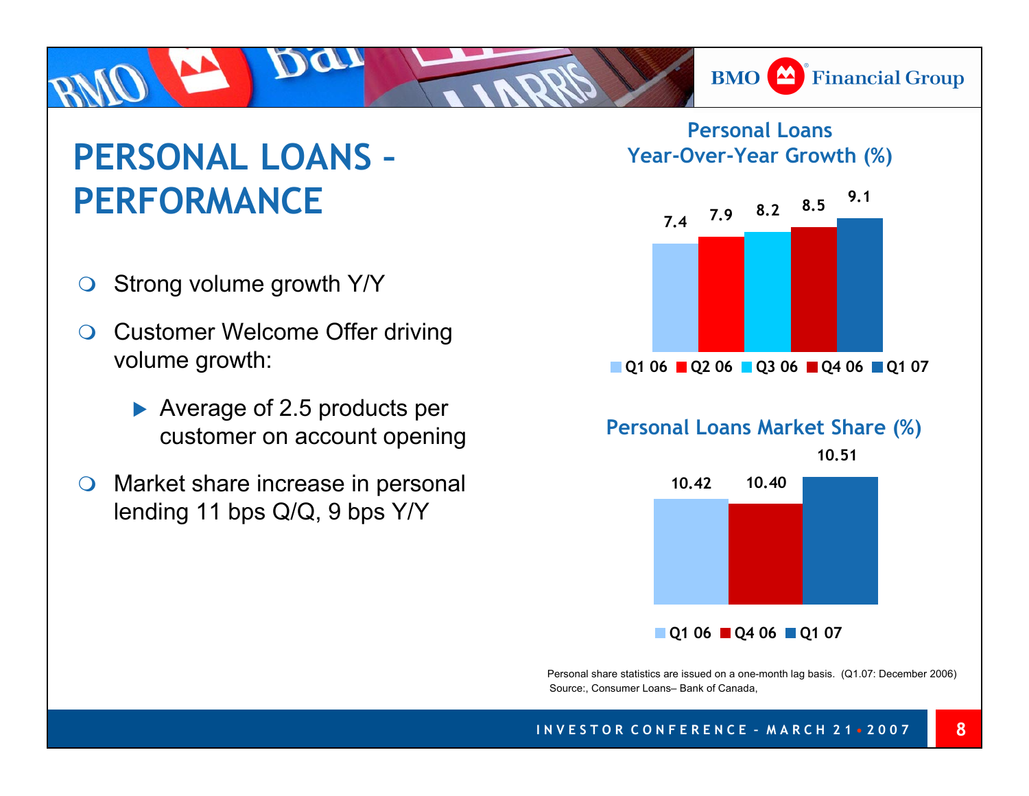# PERSONAL LOANS – PERFORMANCE

- Strong volume growth Y/Y
- Customer Welcome Offer driving volume growth:
  - Average of 2.5 products per customer on account opening
- Market share increase in personal lending 11 bps Q/Q, 9 bps Y/Y

## Personal Loans Year-Over-Year Growth (%)

| Q1 06 | Q2 06 | Q3 06 | Q4 06 | Q1 07 |
|---|---|---|---|---|
| 7.4 | 7.9 | 8.2 | 8.5 | 9.1 |

## Personal Loans Market Share (%)

| Q1 06 | Q4 06 | Q1 07 |
|---|---|---|
| 10.42 | 10.40 | 10.51 |

Personal share statistics are issued on a one-month lag basis. (Q1.07: December 2006)
Source:, Consumer Loans– Bank of Canada,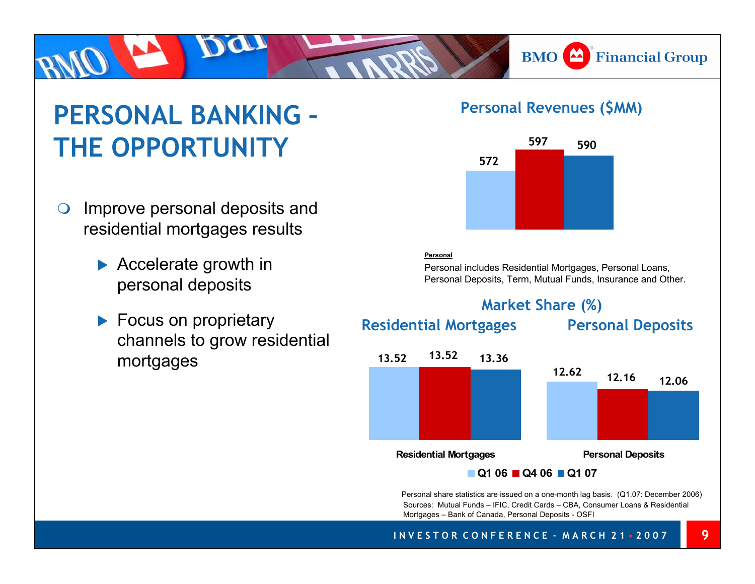# PERSONAL BANKING – THE OPPORTUNITY

- Improve personal deposits and residential mortgages results
  - Accelerate growth in personal deposits
  - Focus on proprietary channels to grow residential mortgages

## Personal Revenues ($MM)

| Q1 06 | Q4 06 | Q1 07 |
|---|---|---|
| 572 | 597 | 590 |

**Personal**

Personal includes Residential Mortgages, Personal Loans, Personal Deposits, Term, Mutual Funds, Insurance and Other.

## Market Share (%)

| | Q1 06 | Q4 06 | Q1 07 |
|---|---|---|---|
| Residential Mortgages | 13.52 | 13.52 | 13.36 |
| Personal Deposits | 12.62 | 12.16 | 12.06 |

Personal share statistics are issued on a one-month lag basis. (Q1.07: December 2006)
Sources: Mutual Funds – IFIC, Credit Cards – CBA, Consumer Loans & Residential Mortgages – Bank of Canada, Personal Deposits - OSFI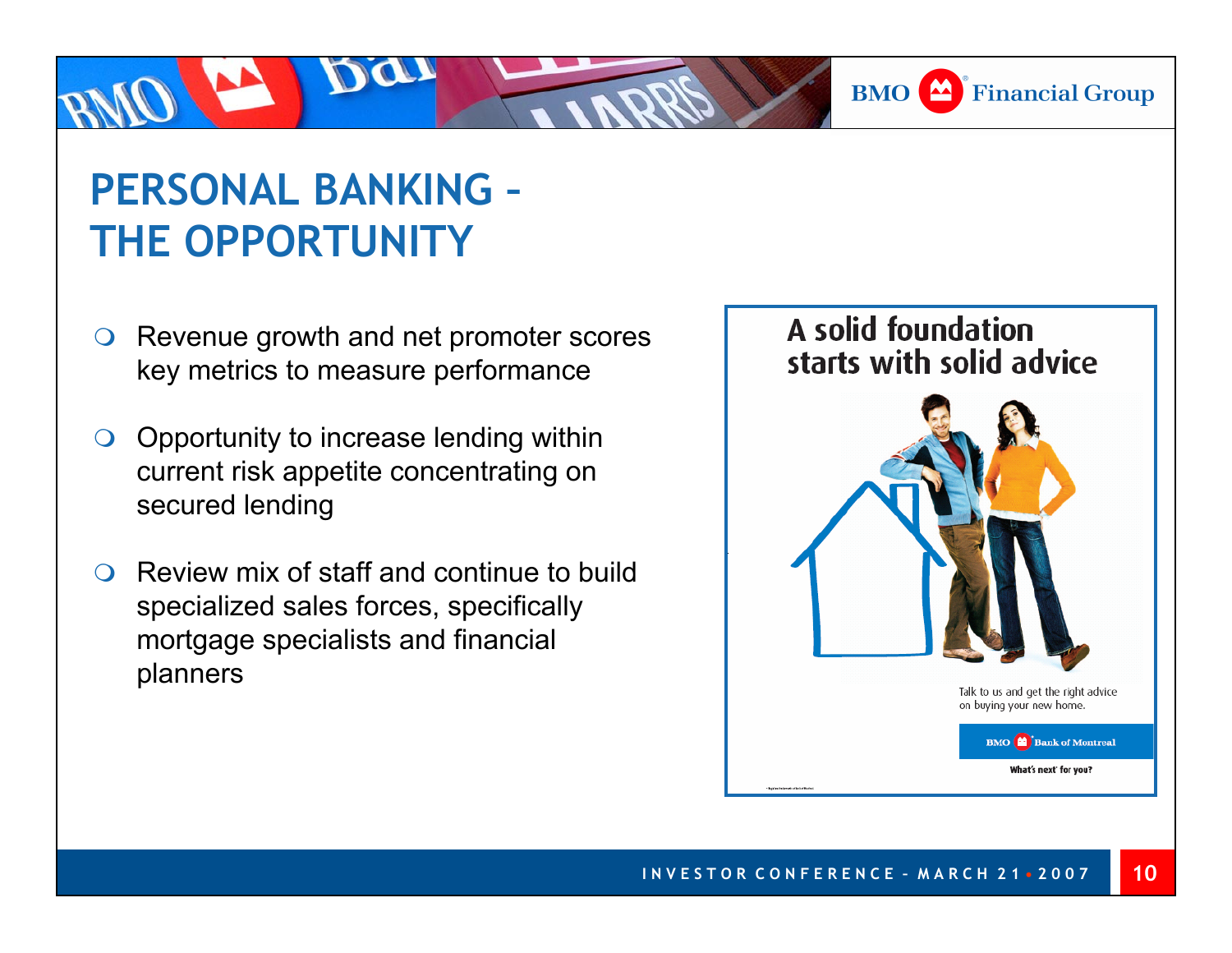# PERSONAL BANKING – THE OPPORTUNITY

- Revenue growth and net promoter scores key metrics to measure performance
- Opportunity to increase lending within current risk appetite concentrating on secured lending
- Review mix of staff and continue to build specialized sales forces, specifically mortgage specialists and financial planners

A solid foundation starts with solid advice

Talk to us and get the right advice on buying your new home.

BMO Bank of Montreal

What's next for you?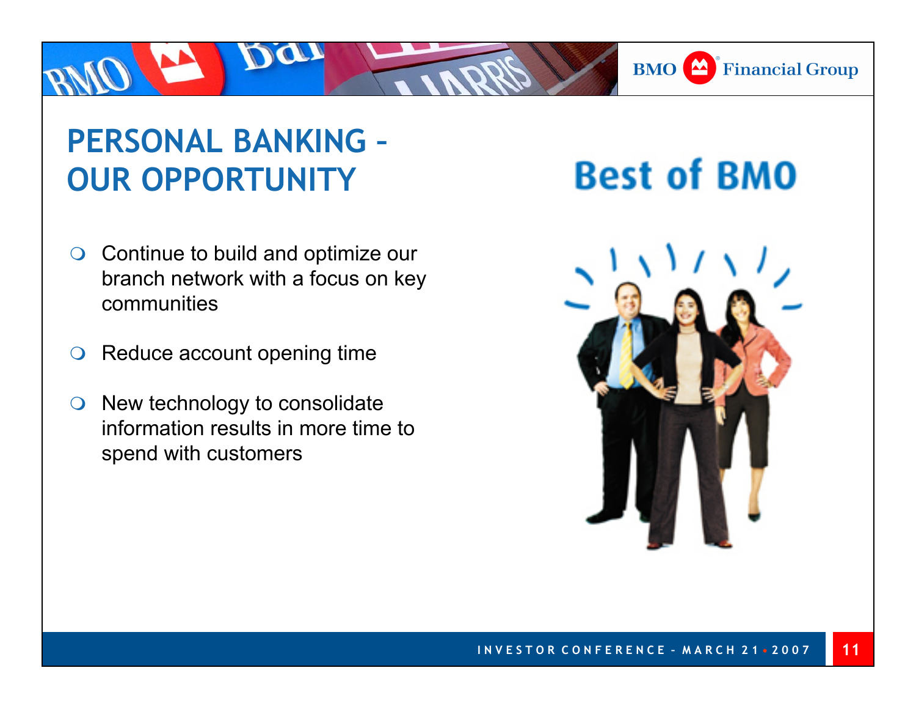# PERSONAL BANKING – OUR OPPORTUNITY

- Continue to build and optimize our branch network with a focus on key communities
- Reduce account opening time
- New technology to consolidate information results in more time to spend with customers

## Best of BMO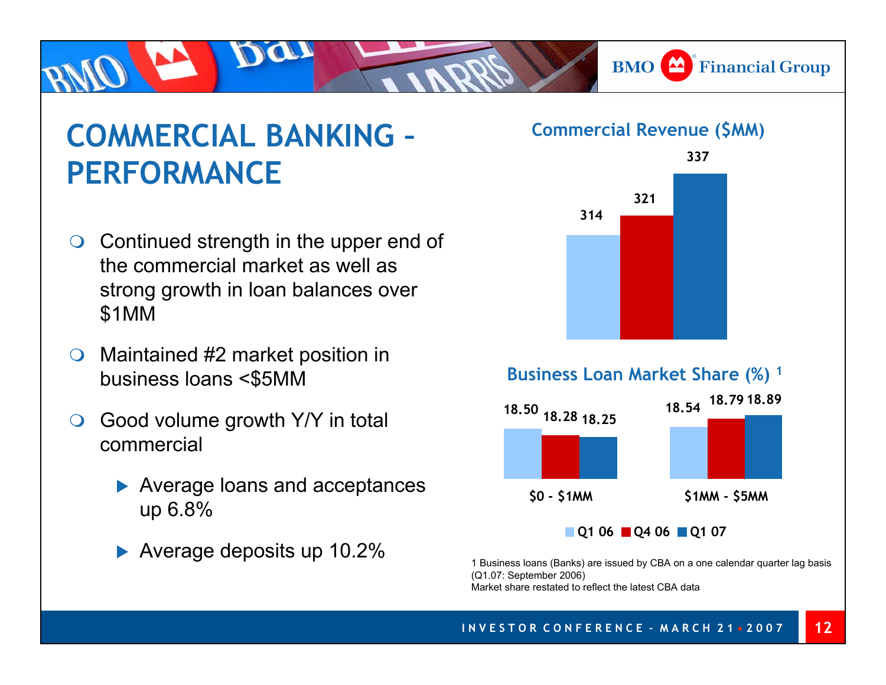# COMMERCIAL BANKING – PERFORMANCE

- Continued strength in the upper end of the commercial market as well as strong growth in loan balances over $1MM
- Maintained #2 market position in business loans <$5MM
- Good volume growth Y/Y in total commercial
  - Average loans and acceptances up 6.8%
  - Average deposits up 10.2%

**Commercial Revenue ($MM)**

| Q1 06 | Q4 06 | Q1 07 |
|---|---|---|
| 314 | 321 | 337 |

**Business Loan Market Share (%) [1]**

| | Q1 06 | Q4 06 | Q1 07 |
|---|---|---|---|
| $0 - $1MM | 18.50 | 18.28 | 18.25 |
| $1MM - $5MM | 18.54 | 18.79 | 18.89 |

1 Business loans (Banks) are issued by CBA on a one calendar quarter lag basis (Q1.07: September 2006)
Market share restated to reflect the latest CBA data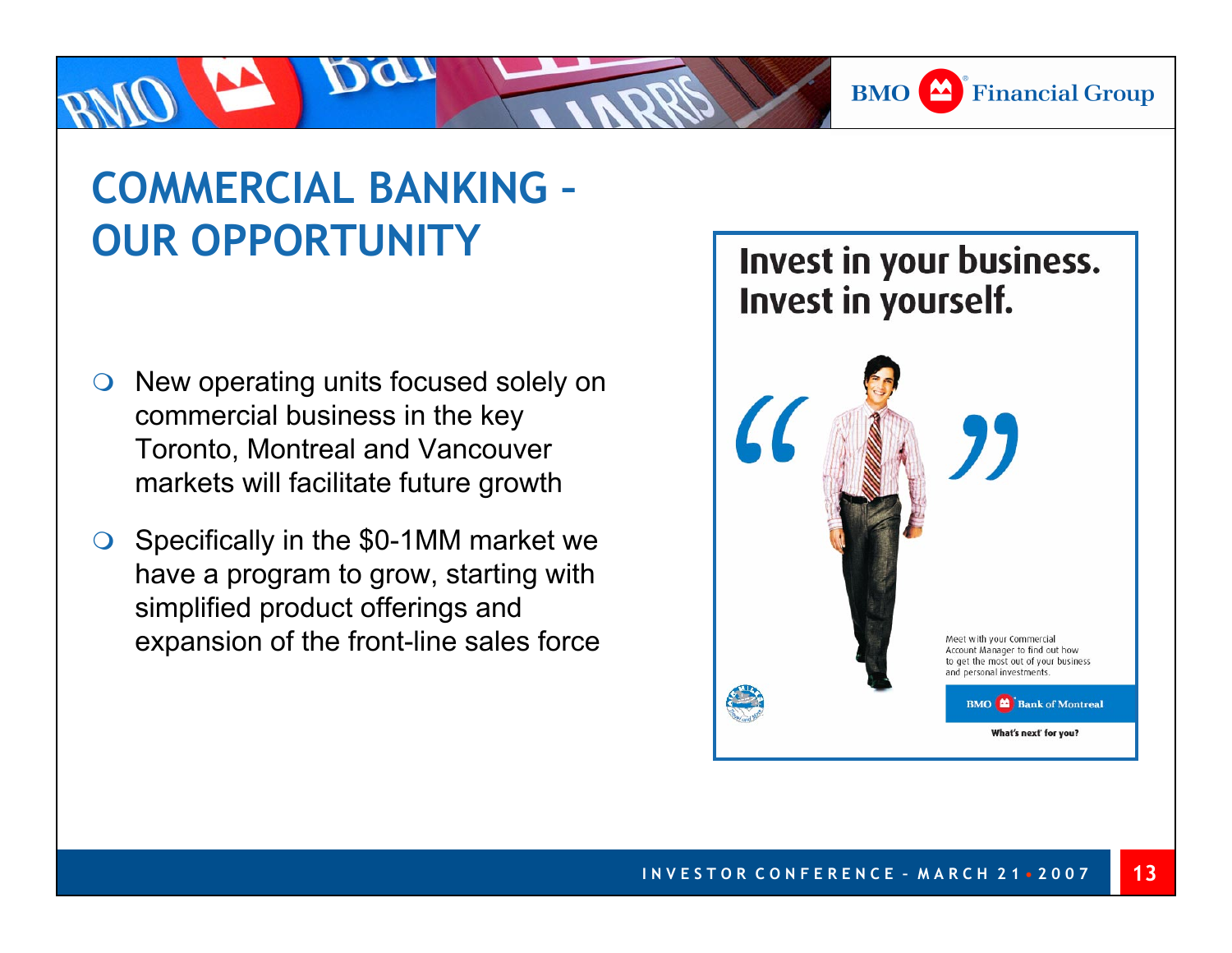# COMMERCIAL BANKING – OUR OPPORTUNITY

- New operating units focused solely on commercial business in the key Toronto, Montreal and Vancouver markets will facilitate future growth
- Specifically in the $0-1MM market we have a program to grow, starting with simplified product offerings and expansion of the front-line sales force

**Invest in your business.**
**Invest in yourself.**

Meet with your Commercial Account Manager to find out how to get the most out of your business and personal investments.

BMO Bank of Montreal

What's next for you?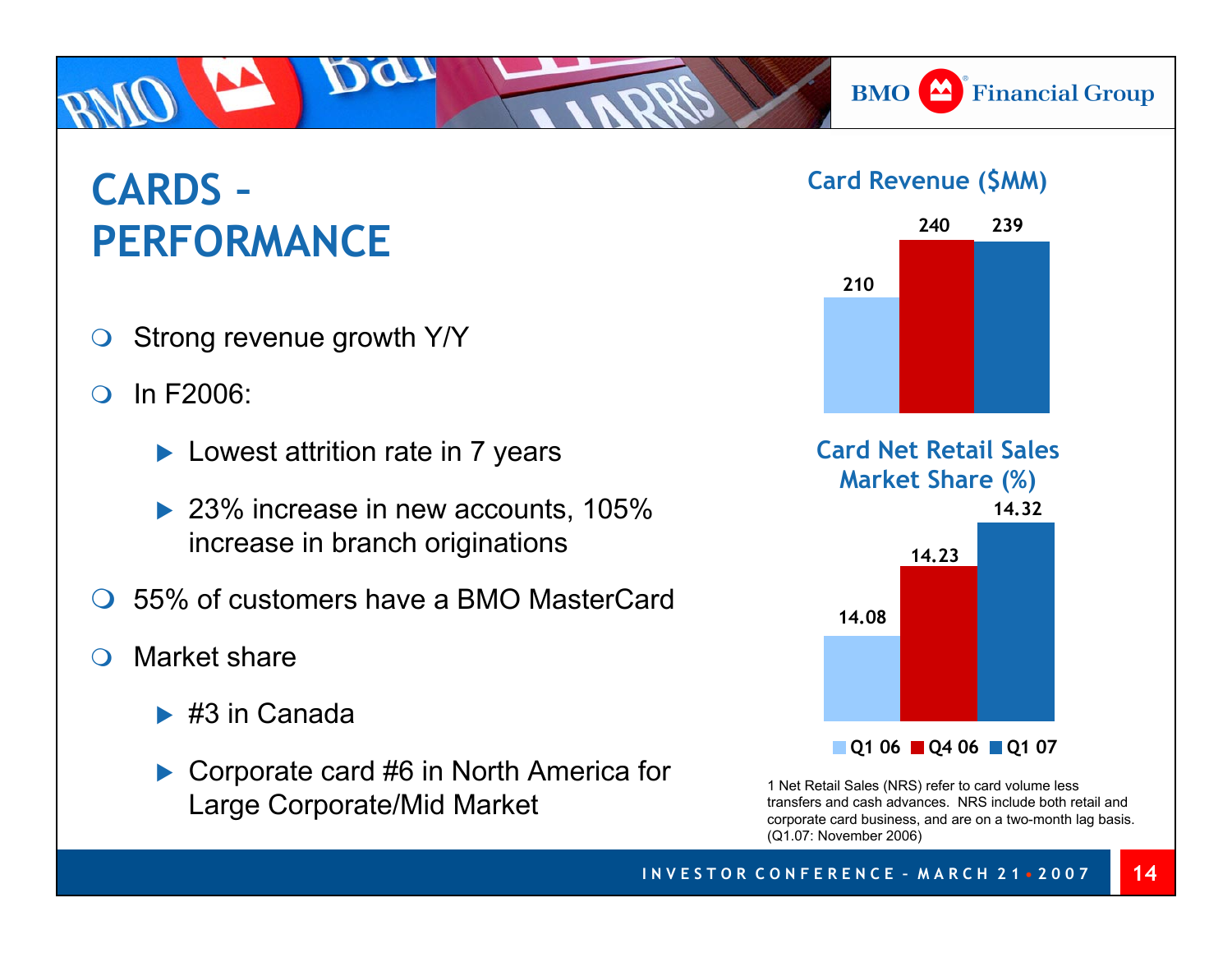# CARDS – PERFORMANCE

- Strong revenue growth Y/Y
- In F2006:
  - Lowest attrition rate in 7 years
  - 23% increase in new accounts, 105% increase in branch originations
- 55% of customers have a BMO MasterCard
- Market share
  - #3 in Canada
  - Corporate card #6 in North America for Large Corporate/Mid Market

**Card Revenue ($MM)**

| Q1 06 | Q4 06 | Q1 07 |
|---|---|---|
| 210 | 240 | 239 |

**Card Net Retail Sales Market Share (%)**

| Q1 06 | Q4 06 | Q1 07 |
|---|---|---|
| 14.08 | 14.23 | 14.32 |

1 Net Retail Sales (NRS) refer to card volume less transfers and cash advances. NRS include both retail and corporate card business, and are on a two-month lag basis. (Q1.07: November 2006)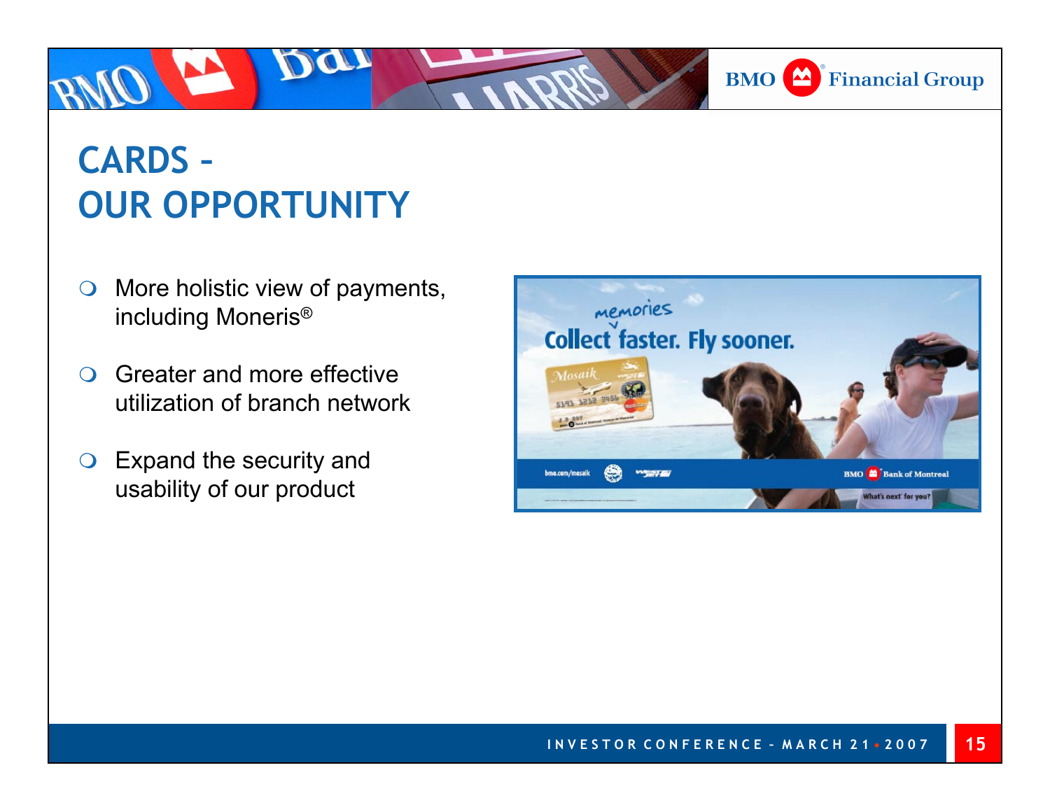# CARDS – OUR OPPORTUNITY

- More holistic view of payments, including Moneris®
- Greater and more effective utilization of branch network
- Expand the security and usability of our product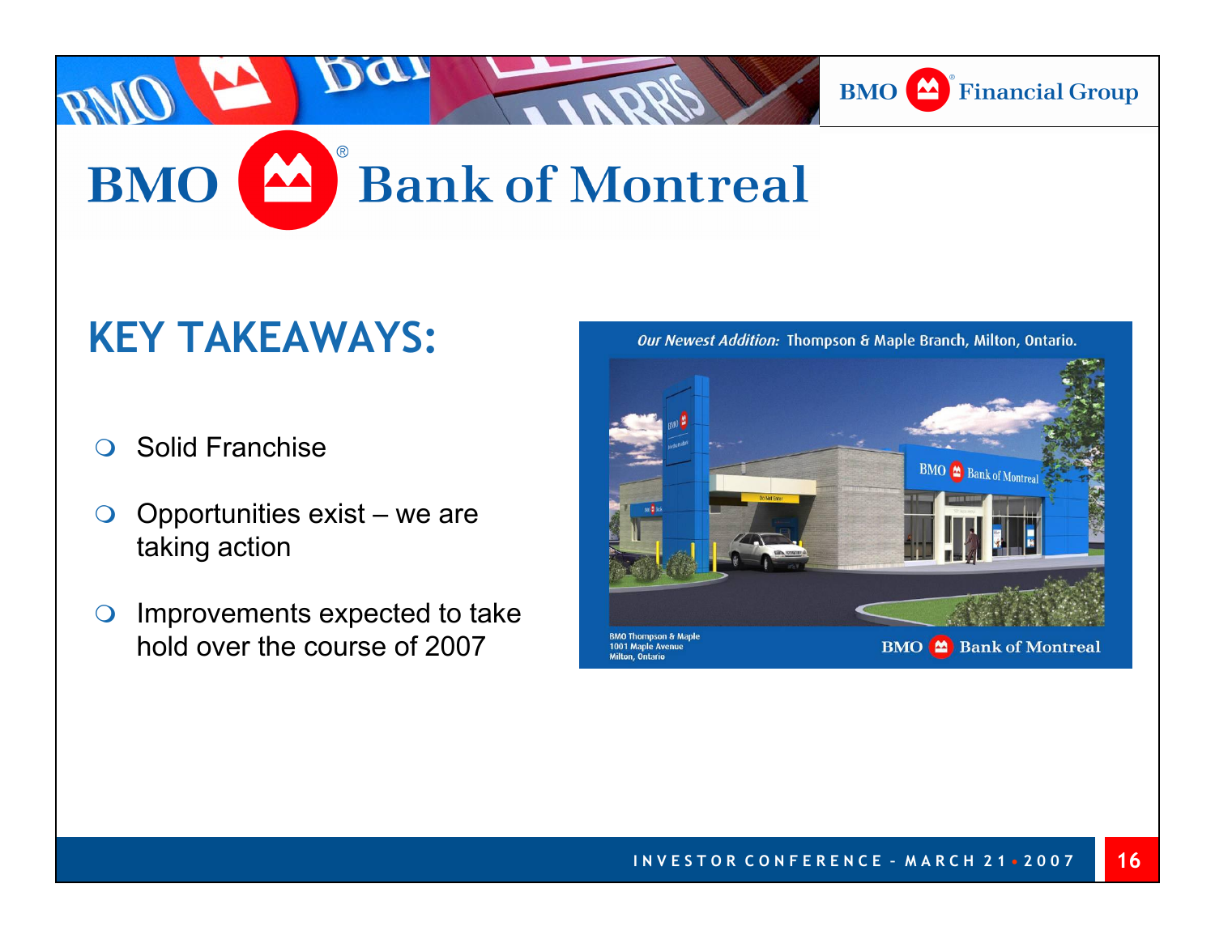# BMO Bank of Montreal

## KEY TAKEAWAYS:

- Solid Franchise
- Opportunities exist – we are taking action
- Improvements expected to take hold over the course of 2007

*Our Newest Addition:* Thompson & Maple Branch, Milton, Ontario.

BMO Thompson & Maple
1001 Maple Avenue
Milton, Ontario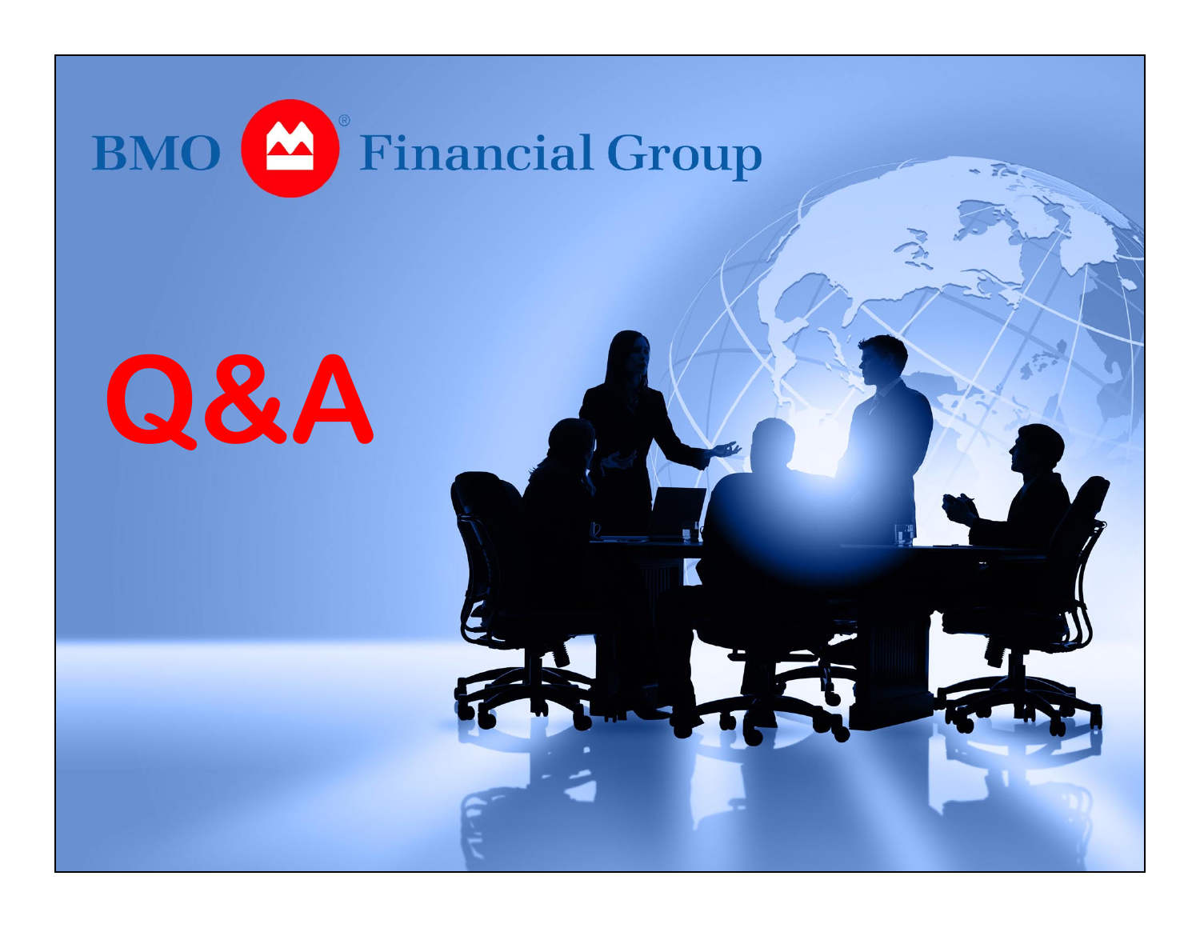BMO Financial Group

# Q&A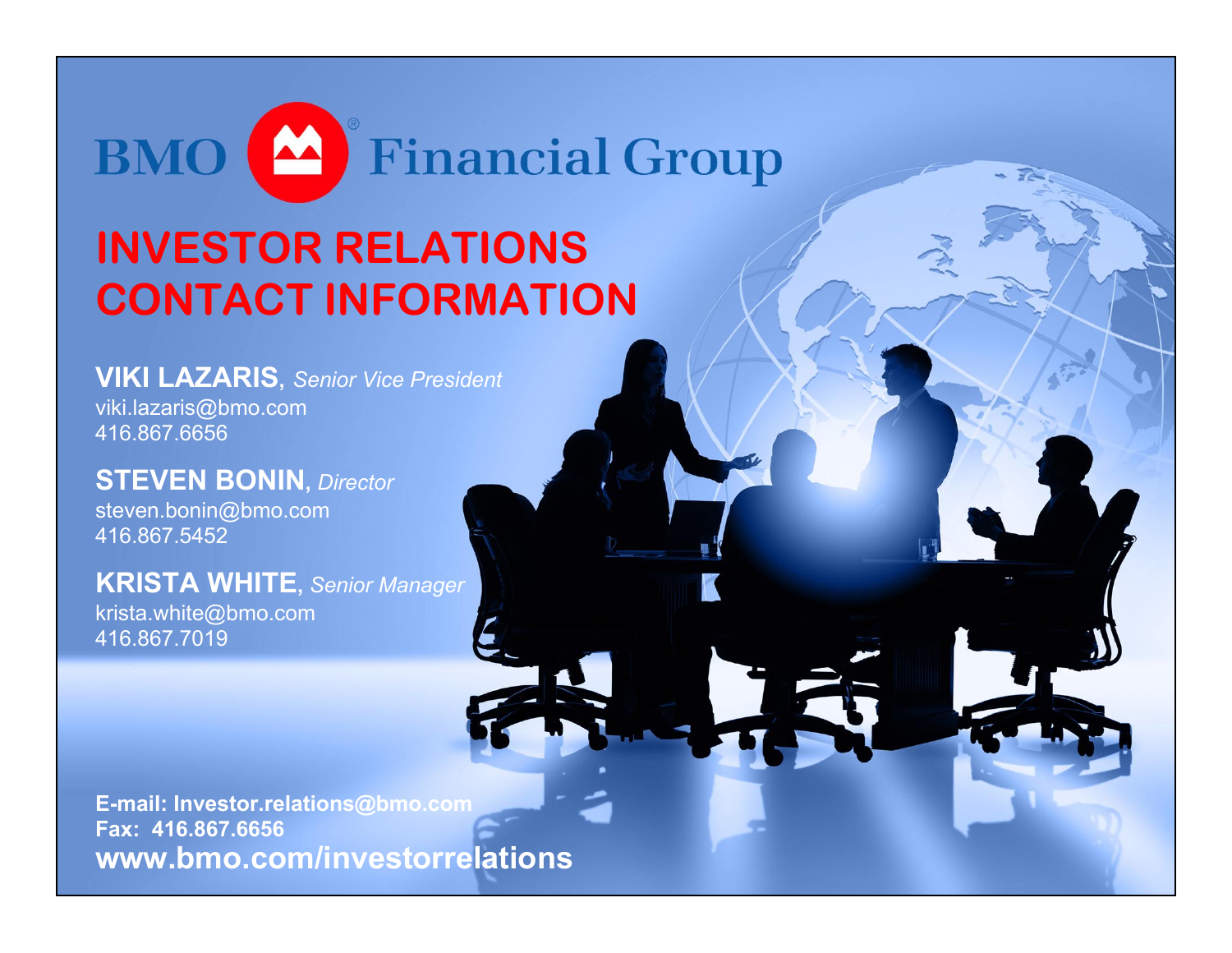BMO Financial Group

# INVESTOR RELATIONS CONTACT INFORMATION

**VIKI LAZARIS**, *Senior Vice President*
viki.lazaris@bmo.com
416.867.6656

**STEVEN BONIN**, *Director*
steven.bonin@bmo.com
416.867.5452

**KRISTA WHITE**, *Senior Manager*
krista.white@bmo.com
416.867.7019

**E-mail: Investor.relations@bmo.com**
**Fax: 416.867.6656**
**www.bmo.com/investorrelations**